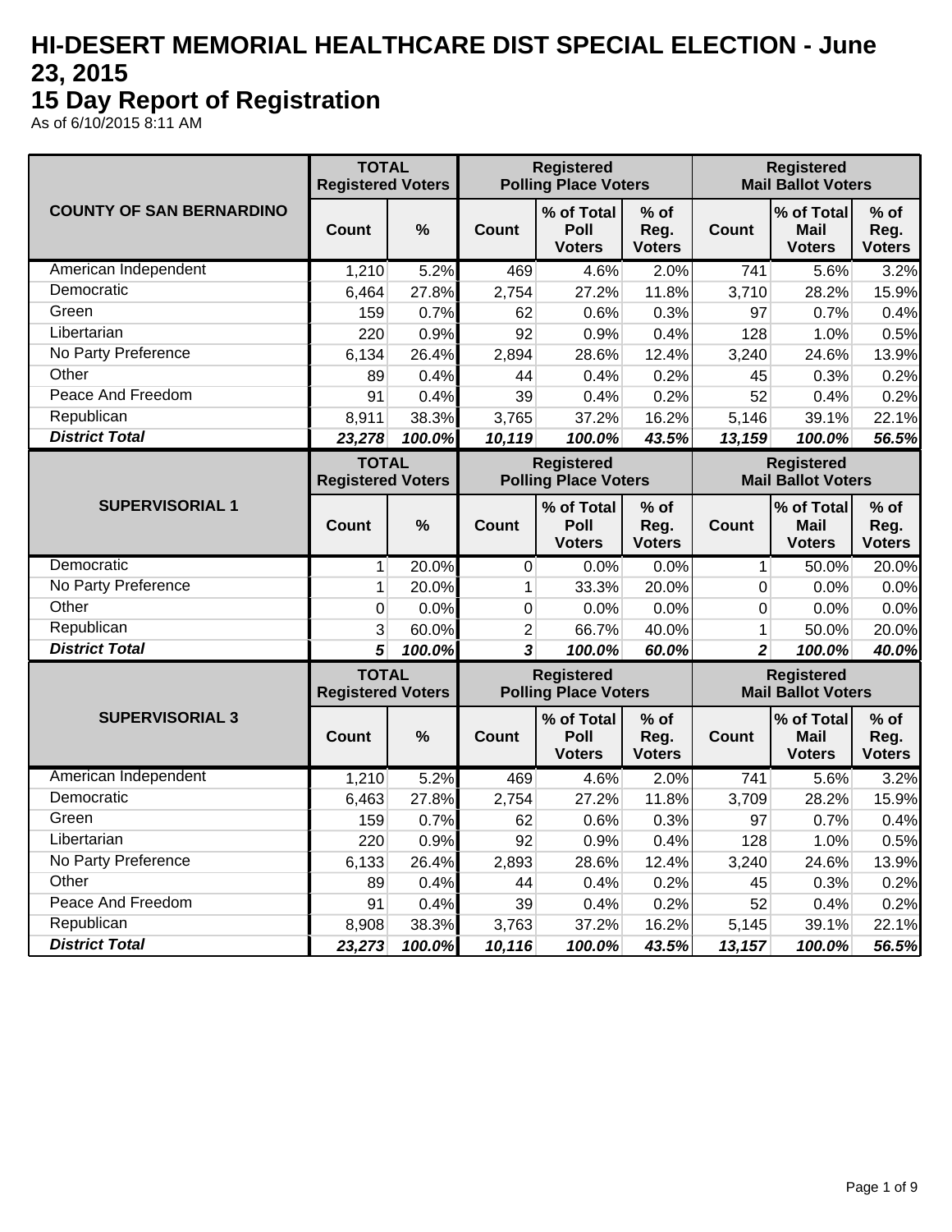# HI-DESERT MEMORIAL HEALTHCARE DIST SPECIAL ELECTION - June 23, 2015

## 15 Day Report of Registration

As of 6/10/2015 8:11 AM

| COUNTY OF SAN BERNARDINO | TOTAL Registered Voters | | Registered Polling Place Voters | | | Registered Mail Ballot Voters | | |
|---|---|---|---|---|---|---|---|---|
| | Count | % | Count | % of Total Poll Voters | % of Reg. Voters | Count | % of Total Mail Voters | % of Reg. Voters |
| American Independent | 1,210 | 5.2% | 469 | 4.6% | 2.0% | 741 | 5.6% | 3.2% |
| Democratic | 6,464 | 27.8% | 2,754 | 27.2% | 11.8% | 3,710 | 28.2% | 15.9% |
| Green | 159 | 0.7% | 62 | 0.6% | 0.3% | 97 | 0.7% | 0.4% |
| Libertarian | 220 | 0.9% | 92 | 0.9% | 0.4% | 128 | 1.0% | 0.5% |
| No Party Preference | 6,134 | 26.4% | 2,894 | 28.6% | 12.4% | 3,240 | 24.6% | 13.9% |
| Other | 89 | 0.4% | 44 | 0.4% | 0.2% | 45 | 0.3% | 0.2% |
| Peace And Freedom | 91 | 0.4% | 39 | 0.4% | 0.2% | 52 | 0.4% | 0.2% |
| Republican | 8,911 | 38.3% | 3,765 | 37.2% | 16.2% | 5,146 | 39.1% | 22.1% |
| ***District Total*** | ***23,278*** | ***100.0%*** | ***10,119*** | ***100.0%*** | ***43.5%*** | ***13,159*** | ***100.0%*** | ***56.5%*** |

| SUPERVISORIAL 1 | TOTAL Registered Voters | | Registered Polling Place Voters | | | Registered Mail Ballot Voters | | |
|---|---|---|---|---|---|---|---|---|
| | Count | % | Count | % of Total Poll Voters | % of Reg. Voters | Count | % of Total Mail Voters | % of Reg. Voters |
| Democratic | 1 | 20.0% | 0 | 0.0% | 0.0% | 1 | 50.0% | 20.0% |
| No Party Preference | 1 | 20.0% | 1 | 33.3% | 20.0% | 0 | 0.0% | 0.0% |
| Other | 0 | 0.0% | 0 | 0.0% | 0.0% | 0 | 0.0% | 0.0% |
| Republican | 3 | 60.0% | 2 | 66.7% | 40.0% | 1 | 50.0% | 20.0% |
| ***District Total*** | ***5*** | ***100.0%*** | ***3*** | ***100.0%*** | ***60.0%*** | ***2*** | ***100.0%*** | ***40.0%*** |

| SUPERVISORIAL 3 | TOTAL Registered Voters | | Registered Polling Place Voters | | | Registered Mail Ballot Voters | | |
|---|---|---|---|---|---|---|---|---|
| | Count | % | Count | % of Total Poll Voters | % of Reg. Voters | Count | % of Total Mail Voters | % of Reg. Voters |
| American Independent | 1,210 | 5.2% | 469 | 4.6% | 2.0% | 741 | 5.6% | 3.2% |
| Democratic | 6,463 | 27.8% | 2,754 | 27.2% | 11.8% | 3,709 | 28.2% | 15.9% |
| Green | 159 | 0.7% | 62 | 0.6% | 0.3% | 97 | 0.7% | 0.4% |
| Libertarian | 220 | 0.9% | 92 | 0.9% | 0.4% | 128 | 1.0% | 0.5% |
| No Party Preference | 6,133 | 26.4% | 2,893 | 28.6% | 12.4% | 3,240 | 24.6% | 13.9% |
| Other | 89 | 0.4% | 44 | 0.4% | 0.2% | 45 | 0.3% | 0.2% |
| Peace And Freedom | 91 | 0.4% | 39 | 0.4% | 0.2% | 52 | 0.4% | 0.2% |
| Republican | 8,908 | 38.3% | 3,763 | 37.2% | 16.2% | 5,145 | 39.1% | 22.1% |
| ***District Total*** | ***23,273*** | ***100.0%*** | ***10,116*** | ***100.0%*** | ***43.5%*** | ***13,157*** | ***100.0%*** | ***56.5%*** |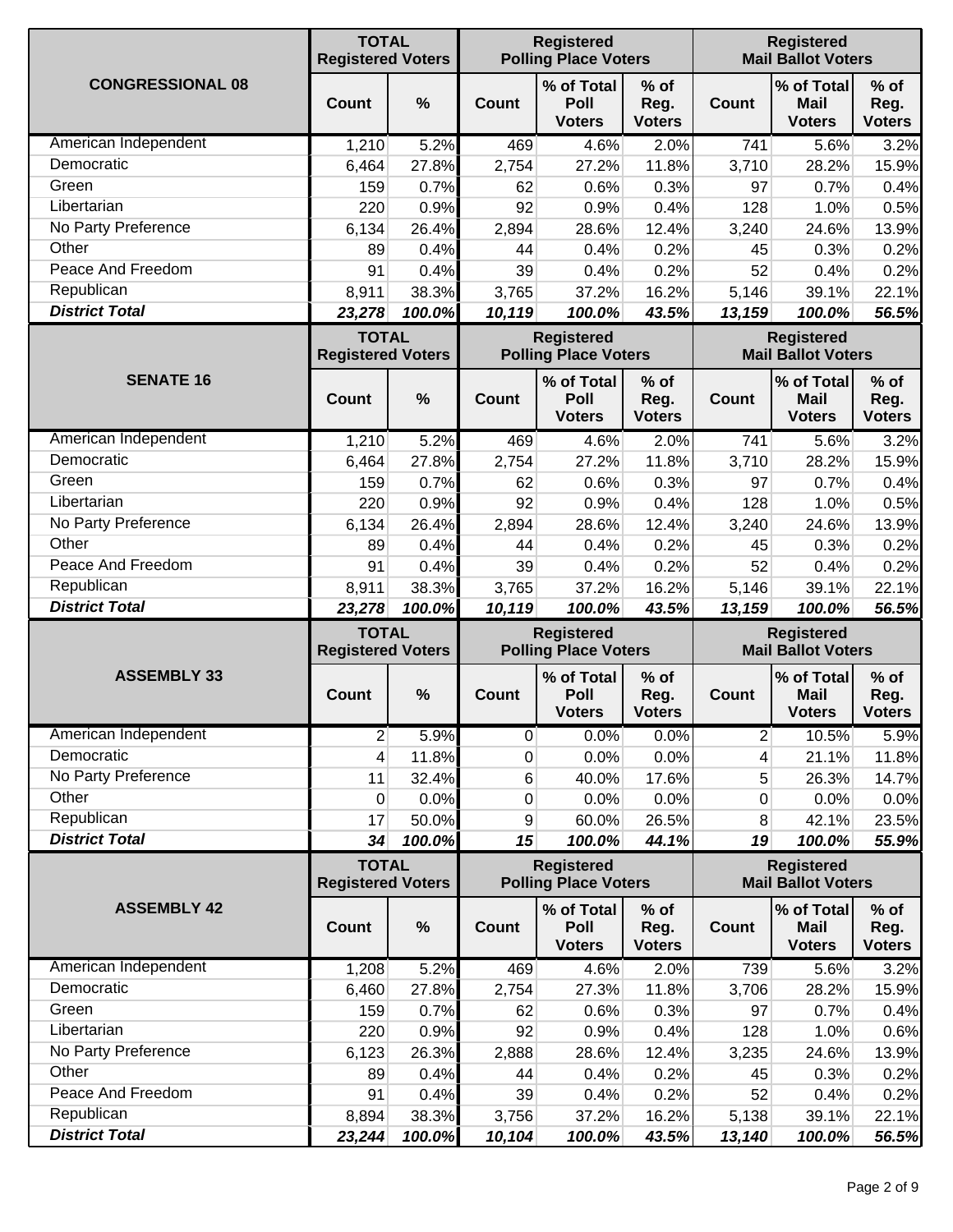| CONGRESSIONAL 08 | TOTAL Registered Voters | | Registered Polling Place Voters | | | Registered Mail Ballot Voters | | |
|---|---|---|---|---|---|---|---|---|
| | Count | % | Count | % of Total Poll Voters | % of Reg. Voters | Count | % of Total Mail Voters | % of Reg. Voters |
| American Independent | 1,210 | 5.2% | 469 | 4.6% | 2.0% | 741 | 5.6% | 3.2% |
| Democratic | 6,464 | 27.8% | 2,754 | 27.2% | 11.8% | 3,710 | 28.2% | 15.9% |
| Green | 159 | 0.7% | 62 | 0.6% | 0.3% | 97 | 0.7% | 0.4% |
| Libertarian | 220 | 0.9% | 92 | 0.9% | 0.4% | 128 | 1.0% | 0.5% |
| No Party Preference | 6,134 | 26.4% | 2,894 | 28.6% | 12.4% | 3,240 | 24.6% | 13.9% |
| Other | 89 | 0.4% | 44 | 0.4% | 0.2% | 45 | 0.3% | 0.2% |
| Peace And Freedom | 91 | 0.4% | 39 | 0.4% | 0.2% | 52 | 0.4% | 0.2% |
| Republican | 8,911 | 38.3% | 3,765 | 37.2% | 16.2% | 5,146 | 39.1% | 22.1% |
| ***District Total*** | ***23,278*** | ***100.0%*** | ***10,119*** | ***100.0%*** | ***43.5%*** | ***13,159*** | ***100.0%*** | ***56.5%*** |

| SENATE 16 | TOTAL Registered Voters | | Registered Polling Place Voters | | | Registered Mail Ballot Voters | | |
|---|---|---|---|---|---|---|---|---|
| | Count | % | Count | % of Total Poll Voters | % of Reg. Voters | Count | % of Total Mail Voters | % of Reg. Voters |
| American Independent | 1,210 | 5.2% | 469 | 4.6% | 2.0% | 741 | 5.6% | 3.2% |
| Democratic | 6,464 | 27.8% | 2,754 | 27.2% | 11.8% | 3,710 | 28.2% | 15.9% |
| Green | 159 | 0.7% | 62 | 0.6% | 0.3% | 97 | 0.7% | 0.4% |
| Libertarian | 220 | 0.9% | 92 | 0.9% | 0.4% | 128 | 1.0% | 0.5% |
| No Party Preference | 6,134 | 26.4% | 2,894 | 28.6% | 12.4% | 3,240 | 24.6% | 13.9% |
| Other | 89 | 0.4% | 44 | 0.4% | 0.2% | 45 | 0.3% | 0.2% |
| Peace And Freedom | 91 | 0.4% | 39 | 0.4% | 0.2% | 52 | 0.4% | 0.2% |
| Republican | 8,911 | 38.3% | 3,765 | 37.2% | 16.2% | 5,146 | 39.1% | 22.1% |
| ***District Total*** | ***23,278*** | ***100.0%*** | ***10,119*** | ***100.0%*** | ***43.5%*** | ***13,159*** | ***100.0%*** | ***56.5%*** |

| ASSEMBLY 33 | TOTAL Registered Voters | | Registered Polling Place Voters | | | Registered Mail Ballot Voters | | |
|---|---|---|---|---|---|---|---|---|
| | Count | % | Count | % of Total Poll Voters | % of Reg. Voters | Count | % of Total Mail Voters | % of Reg. Voters |
| American Independent | 2 | 5.9% | 0 | 0.0% | 0.0% | 2 | 10.5% | 5.9% |
| Democratic | 4 | 11.8% | 0 | 0.0% | 0.0% | 4 | 21.1% | 11.8% |
| No Party Preference | 11 | 32.4% | 6 | 40.0% | 17.6% | 5 | 26.3% | 14.7% |
| Other | 0 | 0.0% | 0 | 0.0% | 0.0% | 0 | 0.0% | 0.0% |
| Republican | 17 | 50.0% | 9 | 60.0% | 26.5% | 8 | 42.1% | 23.5% |
| ***District Total*** | ***34*** | ***100.0%*** | ***15*** | ***100.0%*** | ***44.1%*** | ***19*** | ***100.0%*** | ***55.9%*** |

| ASSEMBLY 42 | TOTAL Registered Voters | | Registered Polling Place Voters | | | Registered Mail Ballot Voters | | |
|---|---|---|---|---|---|---|---|---|
| | Count | % | Count | % of Total Poll Voters | % of Reg. Voters | Count | % of Total Mail Voters | % of Reg. Voters |
| American Independent | 1,208 | 5.2% | 469 | 4.6% | 2.0% | 739 | 5.6% | 3.2% |
| Democratic | 6,460 | 27.8% | 2,754 | 27.3% | 11.8% | 3,706 | 28.2% | 15.9% |
| Green | 159 | 0.7% | 62 | 0.6% | 0.3% | 97 | 0.7% | 0.4% |
| Libertarian | 220 | 0.9% | 92 | 0.9% | 0.4% | 128 | 1.0% | 0.6% |
| No Party Preference | 6,123 | 26.3% | 2,888 | 28.6% | 12.4% | 3,235 | 24.6% | 13.9% |
| Other | 89 | 0.4% | 44 | 0.4% | 0.2% | 45 | 0.3% | 0.2% |
| Peace And Freedom | 91 | 0.4% | 39 | 0.4% | 0.2% | 52 | 0.4% | 0.2% |
| Republican | 8,894 | 38.3% | 3,756 | 37.2% | 16.2% | 5,138 | 39.1% | 22.1% |
| ***District Total*** | ***23,244*** | ***100.0%*** | ***10,104*** | ***100.0%*** | ***43.5%*** | ***13,140*** | ***100.0%*** | ***56.5%*** |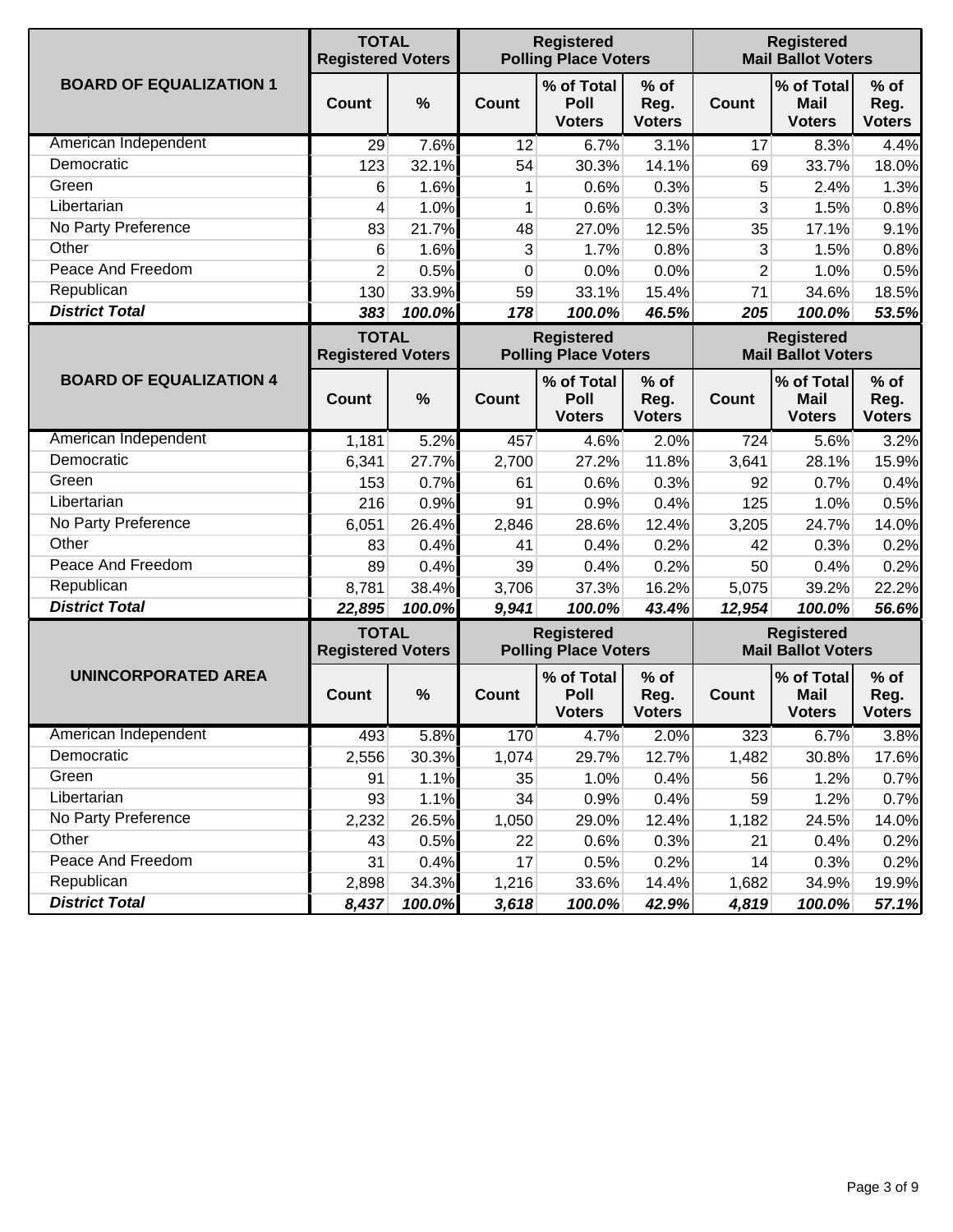| BOARD OF EQUALIZATION 1 | TOTAL Registered Voters | | Registered Polling Place Voters | | | Registered Mail Ballot Voters | | |
|---|---|---|---|---|---|---|---|---|
| | Count | % | Count | % of Total Poll Voters | % of Reg. Voters | Count | % of Total Mail Voters | % of Reg. Voters |
| American Independent | 29 | 7.6% | 12 | 6.7% | 3.1% | 17 | 8.3% | 4.4% |
| Democratic | 123 | 32.1% | 54 | 30.3% | 14.1% | 69 | 33.7% | 18.0% |
| Green | 6 | 1.6% | 1 | 0.6% | 0.3% | 5 | 2.4% | 1.3% |
| Libertarian | 4 | 1.0% | 1 | 0.6% | 0.3% | 3 | 1.5% | 0.8% |
| No Party Preference | 83 | 21.7% | 48 | 27.0% | 12.5% | 35 | 17.1% | 9.1% |
| Other | 6 | 1.6% | 3 | 1.7% | 0.8% | 3 | 1.5% | 0.8% |
| Peace And Freedom | 2 | 0.5% | 0 | 0.0% | 0.0% | 2 | 1.0% | 0.5% |
| Republican | 130 | 33.9% | 59 | 33.1% | 15.4% | 71 | 34.6% | 18.5% |
| ***District Total*** | ***383*** | ***100.0%*** | ***178*** | ***100.0%*** | ***46.5%*** | ***205*** | ***100.0%*** | ***53.5%*** |

| BOARD OF EQUALIZATION 4 | TOTAL Registered Voters | | Registered Polling Place Voters | | | Registered Mail Ballot Voters | | |
|---|---|---|---|---|---|---|---|---|
| | Count | % | Count | % of Total Poll Voters | % of Reg. Voters | Count | % of Total Mail Voters | % of Reg. Voters |
| American Independent | 1,181 | 5.2% | 457 | 4.6% | 2.0% | 724 | 5.6% | 3.2% |
| Democratic | 6,341 | 27.7% | 2,700 | 27.2% | 11.8% | 3,641 | 28.1% | 15.9% |
| Green | 153 | 0.7% | 61 | 0.6% | 0.3% | 92 | 0.7% | 0.4% |
| Libertarian | 216 | 0.9% | 91 | 0.9% | 0.4% | 125 | 1.0% | 0.5% |
| No Party Preference | 6,051 | 26.4% | 2,846 | 28.6% | 12.4% | 3,205 | 24.7% | 14.0% |
| Other | 83 | 0.4% | 41 | 0.4% | 0.2% | 42 | 0.3% | 0.2% |
| Peace And Freedom | 89 | 0.4% | 39 | 0.4% | 0.2% | 50 | 0.4% | 0.2% |
| Republican | 8,781 | 38.4% | 3,706 | 37.3% | 16.2% | 5,075 | 39.2% | 22.2% |
| ***District Total*** | ***22,895*** | ***100.0%*** | ***9,941*** | ***100.0%*** | ***43.4%*** | ***12,954*** | ***100.0%*** | ***56.6%*** |

| UNINCORPORATED AREA | TOTAL Registered Voters | | Registered Polling Place Voters | | | Registered Mail Ballot Voters | | |
|---|---|---|---|---|---|---|---|---|
| | Count | % | Count | % of Total Poll Voters | % of Reg. Voters | Count | % of Total Mail Voters | % of Reg. Voters |
| American Independent | 493 | 5.8% | 170 | 4.7% | 2.0% | 323 | 6.7% | 3.8% |
| Democratic | 2,556 | 30.3% | 1,074 | 29.7% | 12.7% | 1,482 | 30.8% | 17.6% |
| Green | 91 | 1.1% | 35 | 1.0% | 0.4% | 56 | 1.2% | 0.7% |
| Libertarian | 93 | 1.1% | 34 | 0.9% | 0.4% | 59 | 1.2% | 0.7% |
| No Party Preference | 2,232 | 26.5% | 1,050 | 29.0% | 12.4% | 1,182 | 24.5% | 14.0% |
| Other | 43 | 0.5% | 22 | 0.6% | 0.3% | 21 | 0.4% | 0.2% |
| Peace And Freedom | 31 | 0.4% | 17 | 0.5% | 0.2% | 14 | 0.3% | 0.2% |
| Republican | 2,898 | 34.3% | 1,216 | 33.6% | 14.4% | 1,682 | 34.9% | 19.9% |
| ***District Total*** | ***8,437*** | ***100.0%*** | ***3,618*** | ***100.0%*** | ***42.9%*** | ***4,819*** | ***100.0%*** | ***57.1%*** |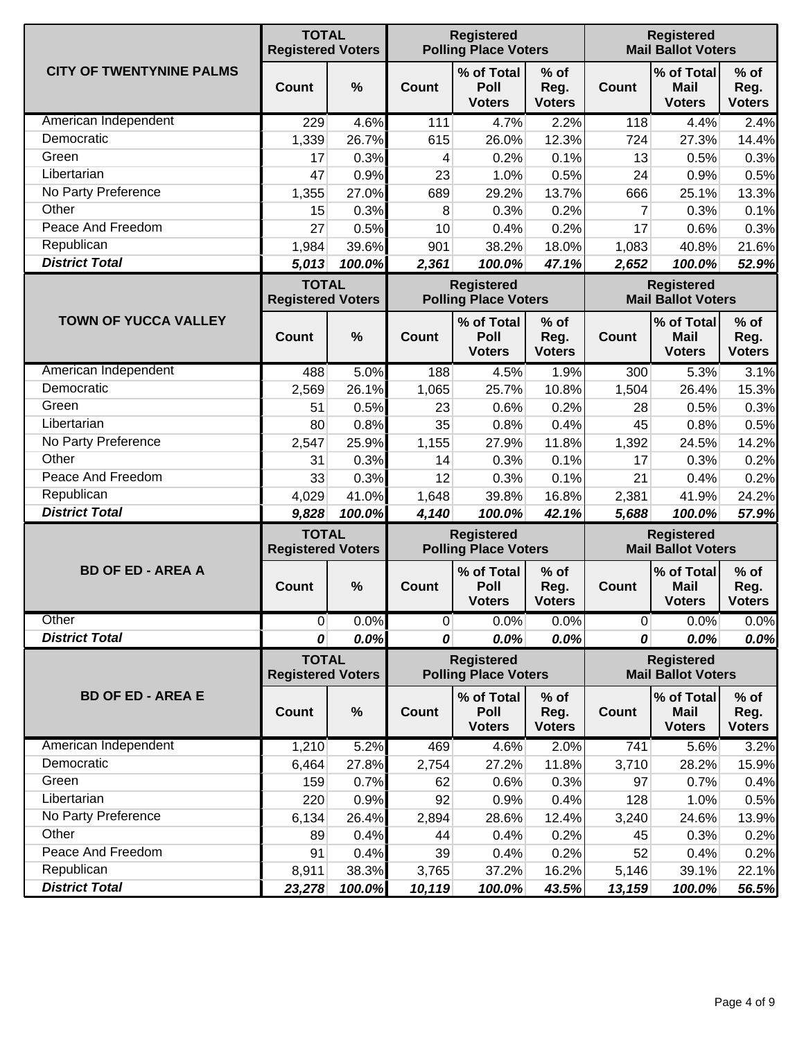| CITY OF TWENTYNINE PALMS | TOTAL Registered Voters | | Registered Polling Place Voters | | | Registered Mail Ballot Voters | | |
|---|---|---|---|---|---|---|---|---|
| | Count | % | Count | % of Total Poll Voters | % of Reg. Voters | Count | % of Total Mail Voters | % of Reg. Voters |
| American Independent | 229 | 4.6% | 111 | 4.7% | 2.2% | 118 | 4.4% | 2.4% |
| Democratic | 1,339 | 26.7% | 615 | 26.0% | 12.3% | 724 | 27.3% | 14.4% |
| Green | 17 | 0.3% | 4 | 0.2% | 0.1% | 13 | 0.5% | 0.3% |
| Libertarian | 47 | 0.9% | 23 | 1.0% | 0.5% | 24 | 0.9% | 0.5% |
| No Party Preference | 1,355 | 27.0% | 689 | 29.2% | 13.7% | 666 | 25.1% | 13.3% |
| Other | 15 | 0.3% | 8 | 0.3% | 0.2% | 7 | 0.3% | 0.1% |
| Peace And Freedom | 27 | 0.5% | 10 | 0.4% | 0.2% | 17 | 0.6% | 0.3% |
| Republican | 1,984 | 39.6% | 901 | 38.2% | 18.0% | 1,083 | 40.8% | 21.6% |
| ***District Total*** | ***5,013*** | ***100.0%*** | ***2,361*** | ***100.0%*** | ***47.1%*** | ***2,652*** | ***100.0%*** | ***52.9%*** |

| TOWN OF YUCCA VALLEY | TOTAL Registered Voters | | Registered Polling Place Voters | | | Registered Mail Ballot Voters | | |
|---|---|---|---|---|---|---|---|---|
| | Count | % | Count | % of Total Poll Voters | % of Reg. Voters | Count | % of Total Mail Voters | % of Reg. Voters |
| American Independent | 488 | 5.0% | 188 | 4.5% | 1.9% | 300 | 5.3% | 3.1% |
| Democratic | 2,569 | 26.1% | 1,065 | 25.7% | 10.8% | 1,504 | 26.4% | 15.3% |
| Green | 51 | 0.5% | 23 | 0.6% | 0.2% | 28 | 0.5% | 0.3% |
| Libertarian | 80 | 0.8% | 35 | 0.8% | 0.4% | 45 | 0.8% | 0.5% |
| No Party Preference | 2,547 | 25.9% | 1,155 | 27.9% | 11.8% | 1,392 | 24.5% | 14.2% |
| Other | 31 | 0.3% | 14 | 0.3% | 0.1% | 17 | 0.3% | 0.2% |
| Peace And Freedom | 33 | 0.3% | 12 | 0.3% | 0.1% | 21 | 0.4% | 0.2% |
| Republican | 4,029 | 41.0% | 1,648 | 39.8% | 16.8% | 2,381 | 41.9% | 24.2% |
| ***District Total*** | ***9,828*** | ***100.0%*** | ***4,140*** | ***100.0%*** | ***42.1%*** | ***5,688*** | ***100.0%*** | ***57.9%*** |

| BD OF ED - AREA A | TOTAL Registered Voters | | Registered Polling Place Voters | | | Registered Mail Ballot Voters | | |
|---|---|---|---|---|---|---|---|---|
| | Count | % | Count | % of Total Poll Voters | % of Reg. Voters | Count | % of Total Mail Voters | % of Reg. Voters |
| Other | 0 | 0.0% | 0 | 0.0% | 0.0% | 0 | 0.0% | 0.0% |
| ***District Total*** | ***0*** | ***0.0%*** | ***0*** | ***0.0%*** | ***0.0%*** | ***0*** | ***0.0%*** | ***0.0%*** |

| BD OF ED - AREA E | TOTAL Registered Voters | | Registered Polling Place Voters | | | Registered Mail Ballot Voters | | |
|---|---|---|---|---|---|---|---|---|
| | Count | % | Count | % of Total Poll Voters | % of Reg. Voters | Count | % of Total Mail Voters | % of Reg. Voters |
| American Independent | 1,210 | 5.2% | 469 | 4.6% | 2.0% | 741 | 5.6% | 3.2% |
| Democratic | 6,464 | 27.8% | 2,754 | 27.2% | 11.8% | 3,710 | 28.2% | 15.9% |
| Green | 159 | 0.7% | 62 | 0.6% | 0.3% | 97 | 0.7% | 0.4% |
| Libertarian | 220 | 0.9% | 92 | 0.9% | 0.4% | 128 | 1.0% | 0.5% |
| No Party Preference | 6,134 | 26.4% | 2,894 | 28.6% | 12.4% | 3,240 | 24.6% | 13.9% |
| Other | 89 | 0.4% | 44 | 0.4% | 0.2% | 45 | 0.3% | 0.2% |
| Peace And Freedom | 91 | 0.4% | 39 | 0.4% | 0.2% | 52 | 0.4% | 0.2% |
| Republican | 8,911 | 38.3% | 3,765 | 37.2% | 16.2% | 5,146 | 39.1% | 22.1% |
| ***District Total*** | ***23,278*** | ***100.0%*** | ***10,119*** | ***100.0%*** | ***43.5%*** | ***13,159*** | ***100.0%*** | ***56.5%*** |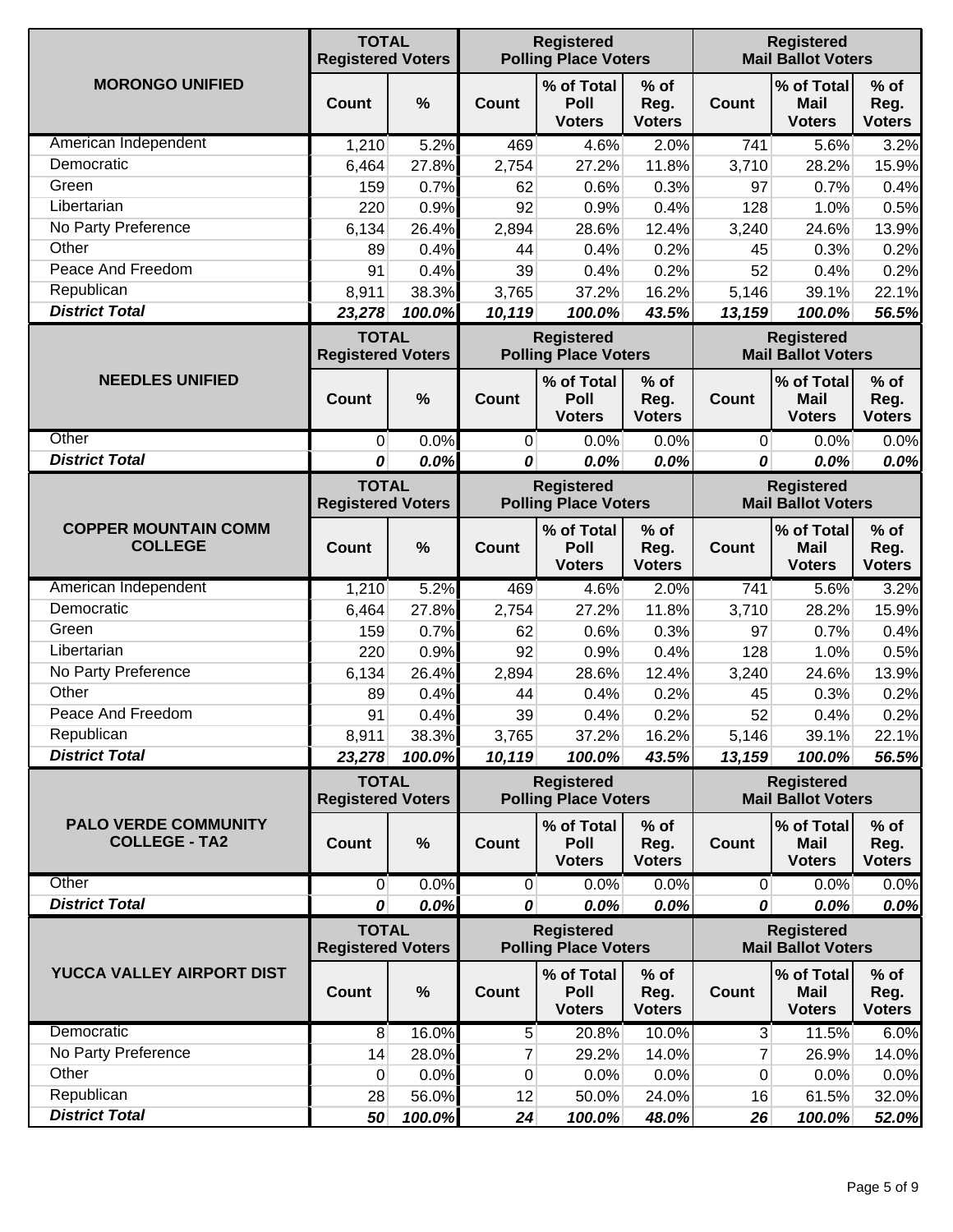| MORONGO UNIFIED | TOTAL Registered Voters | | Registered Polling Place Voters | | | Registered Mail Ballot Voters | | |
|---|---|---|---|---|---|---|---|---|
| | Count | % | Count | % of Total Poll Voters | % of Reg. Voters | Count | % of Total Mail Voters | % of Reg. Voters |
| American Independent | 1,210 | 5.2% | 469 | 4.6% | 2.0% | 741 | 5.6% | 3.2% |
| Democratic | 6,464 | 27.8% | 2,754 | 27.2% | 11.8% | 3,710 | 28.2% | 15.9% |
| Green | 159 | 0.7% | 62 | 0.6% | 0.3% | 97 | 0.7% | 0.4% |
| Libertarian | 220 | 0.9% | 92 | 0.9% | 0.4% | 128 | 1.0% | 0.5% |
| No Party Preference | 6,134 | 26.4% | 2,894 | 28.6% | 12.4% | 3,240 | 24.6% | 13.9% |
| Other | 89 | 0.4% | 44 | 0.4% | 0.2% | 45 | 0.3% | 0.2% |
| Peace And Freedom | 91 | 0.4% | 39 | 0.4% | 0.2% | 52 | 0.4% | 0.2% |
| Republican | 8,911 | 38.3% | 3,765 | 37.2% | 16.2% | 5,146 | 39.1% | 22.1% |
| ***District Total*** | ***23,278*** | ***100.0%*** | ***10,119*** | ***100.0%*** | ***43.5%*** | ***13,159*** | ***100.0%*** | ***56.5%*** |

| NEEDLES UNIFIED | TOTAL Registered Voters | | Registered Polling Place Voters | | | Registered Mail Ballot Voters | | |
|---|---|---|---|---|---|---|---|---|
| | Count | % | Count | % of Total Poll Voters | % of Reg. Voters | Count | % of Total Mail Voters | % of Reg. Voters |
| Other | 0 | 0.0% | 0 | 0.0% | 0.0% | 0 | 0.0% | 0.0% |
| ***District Total*** | ***0*** | ***0.0%*** | ***0*** | ***0.0%*** | ***0.0%*** | ***0*** | ***0.0%*** | ***0.0%*** |

| COPPER MOUNTAIN COMM COLLEGE | TOTAL Registered Voters | | Registered Polling Place Voters | | | Registered Mail Ballot Voters | | |
|---|---|---|---|---|---|---|---|---|
| | Count | % | Count | % of Total Poll Voters | % of Reg. Voters | Count | % of Total Mail Voters | % of Reg. Voters |
| American Independent | 1,210 | 5.2% | 469 | 4.6% | 2.0% | 741 | 5.6% | 3.2% |
| Democratic | 6,464 | 27.8% | 2,754 | 27.2% | 11.8% | 3,710 | 28.2% | 15.9% |
| Green | 159 | 0.7% | 62 | 0.6% | 0.3% | 97 | 0.7% | 0.4% |
| Libertarian | 220 | 0.9% | 92 | 0.9% | 0.4% | 128 | 1.0% | 0.5% |
| No Party Preference | 6,134 | 26.4% | 2,894 | 28.6% | 12.4% | 3,240 | 24.6% | 13.9% |
| Other | 89 | 0.4% | 44 | 0.4% | 0.2% | 45 | 0.3% | 0.2% |
| Peace And Freedom | 91 | 0.4% | 39 | 0.4% | 0.2% | 52 | 0.4% | 0.2% |
| Republican | 8,911 | 38.3% | 3,765 | 37.2% | 16.2% | 5,146 | 39.1% | 22.1% |
| ***District Total*** | ***23,278*** | ***100.0%*** | ***10,119*** | ***100.0%*** | ***43.5%*** | ***13,159*** | ***100.0%*** | ***56.5%*** |

| PALO VERDE COMMUNITY COLLEGE - TA2 | TOTAL Registered Voters | | Registered Polling Place Voters | | | Registered Mail Ballot Voters | | |
|---|---|---|---|---|---|---|---|---|
| | Count | % | Count | % of Total Poll Voters | % of Reg. Voters | Count | % of Total Mail Voters | % of Reg. Voters |
| Other | 0 | 0.0% | 0 | 0.0% | 0.0% | 0 | 0.0% | 0.0% |
| ***District Total*** | ***0*** | ***0.0%*** | ***0*** | ***0.0%*** | ***0.0%*** | ***0*** | ***0.0%*** | ***0.0%*** |

| YUCCA VALLEY AIRPORT DIST | TOTAL Registered Voters | | Registered Polling Place Voters | | | Registered Mail Ballot Voters | | |
|---|---|---|---|---|---|---|---|---|
| | Count | % | Count | % of Total Poll Voters | % of Reg. Voters | Count | % of Total Mail Voters | % of Reg. Voters |
| Democratic | 8 | 16.0% | 5 | 20.8% | 10.0% | 3 | 11.5% | 6.0% |
| No Party Preference | 14 | 28.0% | 7 | 29.2% | 14.0% | 7 | 26.9% | 14.0% |
| Other | 0 | 0.0% | 0 | 0.0% | 0.0% | 0 | 0.0% | 0.0% |
| Republican | 28 | 56.0% | 12 | 50.0% | 24.0% | 16 | 61.5% | 32.0% |
| ***District Total*** | ***50*** | ***100.0%*** | ***24*** | ***100.0%*** | ***48.0%*** | ***26*** | ***100.0%*** | ***52.0%*** |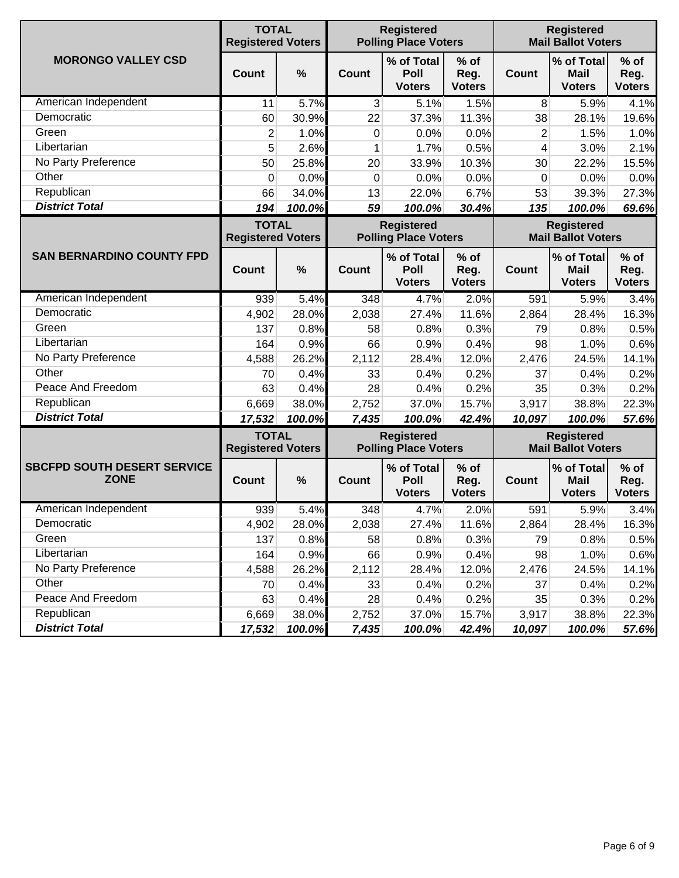| MORONGO VALLEY CSD | TOTAL Registered Voters | | Registered Polling Place Voters | | | Registered Mail Ballot Voters | | |
|---|---|---|---|---|---|---|---|---|
| | Count | % | Count | % of Total Poll Voters | % of Reg. Voters | Count | % of Total Mail Voters | % of Reg. Voters |
| American Independent | 11 | 5.7% | 3 | 5.1% | 1.5% | 8 | 5.9% | 4.1% |
| Democratic | 60 | 30.9% | 22 | 37.3% | 11.3% | 38 | 28.1% | 19.6% |
| Green | 2 | 1.0% | 0 | 0.0% | 0.0% | 2 | 1.5% | 1.0% |
| Libertarian | 5 | 2.6% | 1 | 1.7% | 0.5% | 4 | 3.0% | 2.1% |
| No Party Preference | 50 | 25.8% | 20 | 33.9% | 10.3% | 30 | 22.2% | 15.5% |
| Other | 0 | 0.0% | 0 | 0.0% | 0.0% | 0 | 0.0% | 0.0% |
| Republican | 66 | 34.0% | 13 | 22.0% | 6.7% | 53 | 39.3% | 27.3% |
| ***District Total*** | ***194*** | ***100.0%*** | ***59*** | ***100.0%*** | ***30.4%*** | ***135*** | ***100.0%*** | ***69.6%*** |

| SAN BERNARDINO COUNTY FPD | TOTAL Registered Voters | | Registered Polling Place Voters | | | Registered Mail Ballot Voters | | |
|---|---|---|---|---|---|---|---|---|
| | Count | % | Count | % of Total Poll Voters | % of Reg. Voters | Count | % of Total Mail Voters | % of Reg. Voters |
| American Independent | 939 | 5.4% | 348 | 4.7% | 2.0% | 591 | 5.9% | 3.4% |
| Democratic | 4,902 | 28.0% | 2,038 | 27.4% | 11.6% | 2,864 | 28.4% | 16.3% |
| Green | 137 | 0.8% | 58 | 0.8% | 0.3% | 79 | 0.8% | 0.5% |
| Libertarian | 164 | 0.9% | 66 | 0.9% | 0.4% | 98 | 1.0% | 0.6% |
| No Party Preference | 4,588 | 26.2% | 2,112 | 28.4% | 12.0% | 2,476 | 24.5% | 14.1% |
| Other | 70 | 0.4% | 33 | 0.4% | 0.2% | 37 | 0.4% | 0.2% |
| Peace And Freedom | 63 | 0.4% | 28 | 0.4% | 0.2% | 35 | 0.3% | 0.2% |
| Republican | 6,669 | 38.0% | 2,752 | 37.0% | 15.7% | 3,917 | 38.8% | 22.3% |
| ***District Total*** | ***17,532*** | ***100.0%*** | ***7,435*** | ***100.0%*** | ***42.4%*** | ***10,097*** | ***100.0%*** | ***57.6%*** |

| SBCFPD SOUTH DESERT SERVICE ZONE | TOTAL Registered Voters | | Registered Polling Place Voters | | | Registered Mail Ballot Voters | | |
|---|---|---|---|---|---|---|---|---|
| | Count | % | Count | % of Total Poll Voters | % of Reg. Voters | Count | % of Total Mail Voters | % of Reg. Voters |
| American Independent | 939 | 5.4% | 348 | 4.7% | 2.0% | 591 | 5.9% | 3.4% |
| Democratic | 4,902 | 28.0% | 2,038 | 27.4% | 11.6% | 2,864 | 28.4% | 16.3% |
| Green | 137 | 0.8% | 58 | 0.8% | 0.3% | 79 | 0.8% | 0.5% |
| Libertarian | 164 | 0.9% | 66 | 0.9% | 0.4% | 98 | 1.0% | 0.6% |
| No Party Preference | 4,588 | 26.2% | 2,112 | 28.4% | 12.0% | 2,476 | 24.5% | 14.1% |
| Other | 70 | 0.4% | 33 | 0.4% | 0.2% | 37 | 0.4% | 0.2% |
| Peace And Freedom | 63 | 0.4% | 28 | 0.4% | 0.2% | 35 | 0.3% | 0.2% |
| Republican | 6,669 | 38.0% | 2,752 | 37.0% | 15.7% | 3,917 | 38.8% | 22.3% |
| ***District Total*** | ***17,532*** | ***100.0%*** | ***7,435*** | ***100.0%*** | ***42.4%*** | ***10,097*** | ***100.0%*** | ***57.6%*** |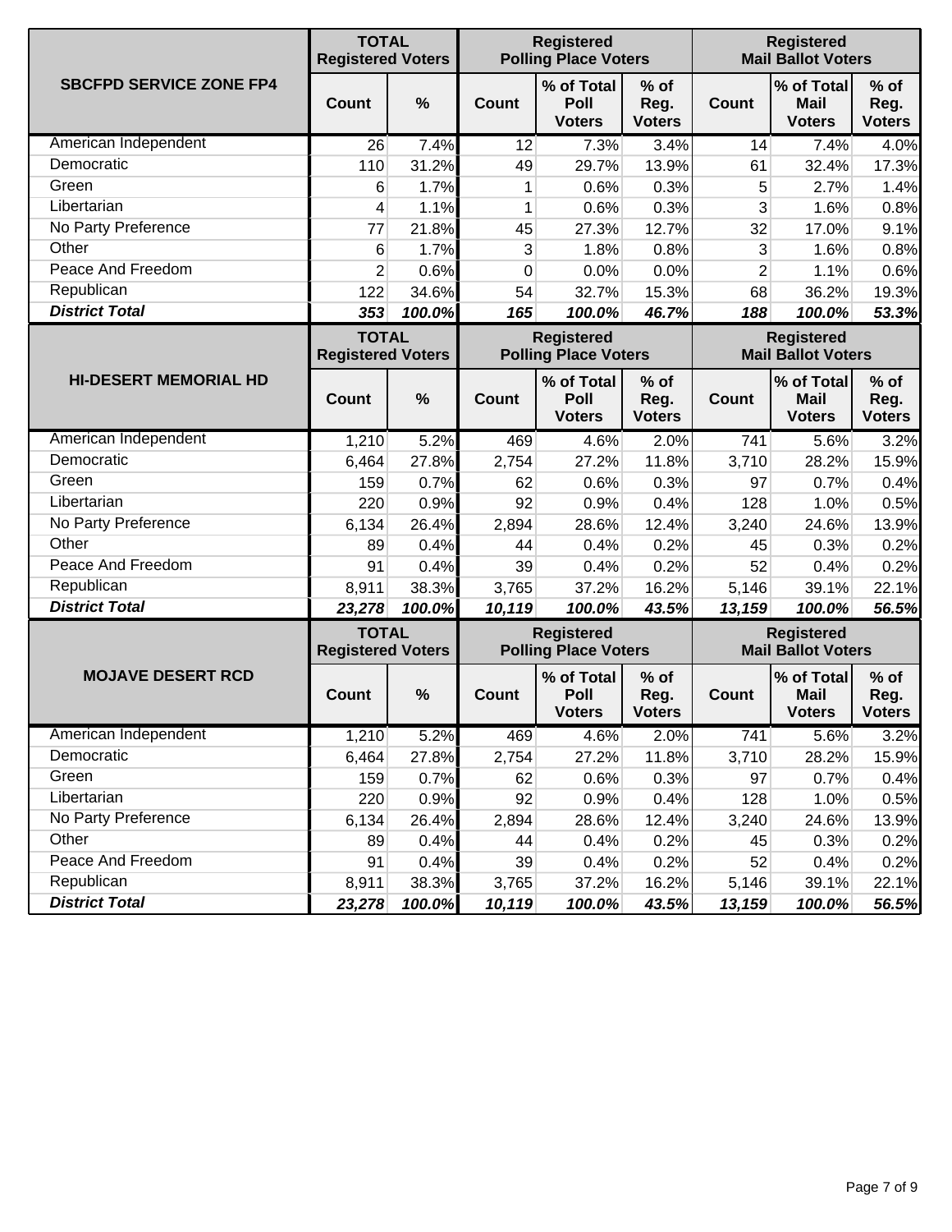| SBCFPD SERVICE ZONE FP4 | TOTAL Registered Voters | | Registered Polling Place Voters | | | Registered Mail Ballot Voters | | |
|---|---|---|---|---|---|---|---|---|
| | Count | % | Count | % of Total Poll Voters | % of Reg. Voters | Count | % of Total Mail Voters | % of Reg. Voters |
| American Independent | 26 | 7.4% | 12 | 7.3% | 3.4% | 14 | 7.4% | 4.0% |
| Democratic | 110 | 31.2% | 49 | 29.7% | 13.9% | 61 | 32.4% | 17.3% |
| Green | 6 | 1.7% | 1 | 0.6% | 0.3% | 5 | 2.7% | 1.4% |
| Libertarian | 4 | 1.1% | 1 | 0.6% | 0.3% | 3 | 1.6% | 0.8% |
| No Party Preference | 77 | 21.8% | 45 | 27.3% | 12.7% | 32 | 17.0% | 9.1% |
| Other | 6 | 1.7% | 3 | 1.8% | 0.8% | 3 | 1.6% | 0.8% |
| Peace And Freedom | 2 | 0.6% | 0 | 0.0% | 0.0% | 2 | 1.1% | 0.6% |
| Republican | 122 | 34.6% | 54 | 32.7% | 15.3% | 68 | 36.2% | 19.3% |
| ***District Total*** | ***353*** | ***100.0%*** | ***165*** | ***100.0%*** | ***46.7%*** | ***188*** | ***100.0%*** | ***53.3%*** |

| HI-DESERT MEMORIAL HD | TOTAL Registered Voters | | Registered Polling Place Voters | | | Registered Mail Ballot Voters | | |
|---|---|---|---|---|---|---|---|---|
| | Count | % | Count | % of Total Poll Voters | % of Reg. Voters | Count | % of Total Mail Voters | % of Reg. Voters |
| American Independent | 1,210 | 5.2% | 469 | 4.6% | 2.0% | 741 | 5.6% | 3.2% |
| Democratic | 6,464 | 27.8% | 2,754 | 27.2% | 11.8% | 3,710 | 28.2% | 15.9% |
| Green | 159 | 0.7% | 62 | 0.6% | 0.3% | 97 | 0.7% | 0.4% |
| Libertarian | 220 | 0.9% | 92 | 0.9% | 0.4% | 128 | 1.0% | 0.5% |
| No Party Preference | 6,134 | 26.4% | 2,894 | 28.6% | 12.4% | 3,240 | 24.6% | 13.9% |
| Other | 89 | 0.4% | 44 | 0.4% | 0.2% | 45 | 0.3% | 0.2% |
| Peace And Freedom | 91 | 0.4% | 39 | 0.4% | 0.2% | 52 | 0.4% | 0.2% |
| Republican | 8,911 | 38.3% | 3,765 | 37.2% | 16.2% | 5,146 | 39.1% | 22.1% |
| ***District Total*** | ***23,278*** | ***100.0%*** | ***10,119*** | ***100.0%*** | ***43.5%*** | ***13,159*** | ***100.0%*** | ***56.5%*** |

| MOJAVE DESERT RCD | TOTAL Registered Voters | | Registered Polling Place Voters | | | Registered Mail Ballot Voters | | |
|---|---|---|---|---|---|---|---|---|
| | Count | % | Count | % of Total Poll Voters | % of Reg. Voters | Count | % of Total Mail Voters | % of Reg. Voters |
| American Independent | 1,210 | 5.2% | 469 | 4.6% | 2.0% | 741 | 5.6% | 3.2% |
| Democratic | 6,464 | 27.8% | 2,754 | 27.2% | 11.8% | 3,710 | 28.2% | 15.9% |
| Green | 159 | 0.7% | 62 | 0.6% | 0.3% | 97 | 0.7% | 0.4% |
| Libertarian | 220 | 0.9% | 92 | 0.9% | 0.4% | 128 | 1.0% | 0.5% |
| No Party Preference | 6,134 | 26.4% | 2,894 | 28.6% | 12.4% | 3,240 | 24.6% | 13.9% |
| Other | 89 | 0.4% | 44 | 0.4% | 0.2% | 45 | 0.3% | 0.2% |
| Peace And Freedom | 91 | 0.4% | 39 | 0.4% | 0.2% | 52 | 0.4% | 0.2% |
| Republican | 8,911 | 38.3% | 3,765 | 37.2% | 16.2% | 5,146 | 39.1% | 22.1% |
| ***District Total*** | ***23,278*** | ***100.0%*** | ***10,119*** | ***100.0%*** | ***43.5%*** | ***13,159*** | ***100.0%*** | ***56.5%*** |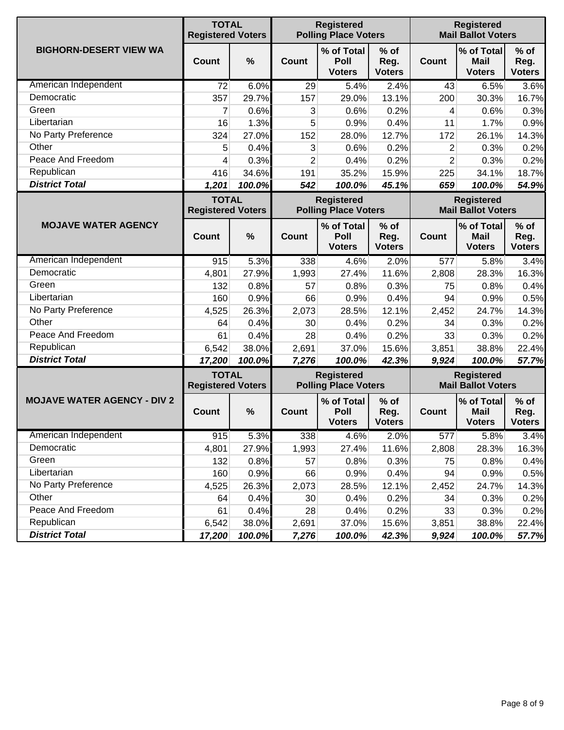| BIGHORN-DESERT VIEW WA | TOTAL Registered Voters | | Registered Polling Place Voters | | | Registered Mail Ballot Voters | | |
|---|---|---|---|---|---|---|---|---|
| | Count | % | Count | % of Total Poll Voters | % of Reg. Voters | Count | % of Total Mail Voters | % of Reg. Voters |
| American Independent | 72 | 6.0% | 29 | 5.4% | 2.4% | 43 | 6.5% | 3.6% |
| Democratic | 357 | 29.7% | 157 | 29.0% | 13.1% | 200 | 30.3% | 16.7% |
| Green | 7 | 0.6% | 3 | 0.6% | 0.2% | 4 | 0.6% | 0.3% |
| Libertarian | 16 | 1.3% | 5 | 0.9% | 0.4% | 11 | 1.7% | 0.9% |
| No Party Preference | 324 | 27.0% | 152 | 28.0% | 12.7% | 172 | 26.1% | 14.3% |
| Other | 5 | 0.4% | 3 | 0.6% | 0.2% | 2 | 0.3% | 0.2% |
| Peace And Freedom | 4 | 0.3% | 2 | 0.4% | 0.2% | 2 | 0.3% | 0.2% |
| Republican | 416 | 34.6% | 191 | 35.2% | 15.9% | 225 | 34.1% | 18.7% |
| ***District Total*** | ***1,201*** | ***100.0%*** | ***542*** | ***100.0%*** | ***45.1%*** | ***659*** | ***100.0%*** | ***54.9%*** |

| MOJAVE WATER AGENCY | TOTAL Registered Voters | | Registered Polling Place Voters | | | Registered Mail Ballot Voters | | |
|---|---|---|---|---|---|---|---|---|
| | Count | % | Count | % of Total Poll Voters | % of Reg. Voters | Count | % of Total Mail Voters | % of Reg. Voters |
| American Independent | 915 | 5.3% | 338 | 4.6% | 2.0% | 577 | 5.8% | 3.4% |
| Democratic | 4,801 | 27.9% | 1,993 | 27.4% | 11.6% | 2,808 | 28.3% | 16.3% |
| Green | 132 | 0.8% | 57 | 0.8% | 0.3% | 75 | 0.8% | 0.4% |
| Libertarian | 160 | 0.9% | 66 | 0.9% | 0.4% | 94 | 0.9% | 0.5% |
| No Party Preference | 4,525 | 26.3% | 2,073 | 28.5% | 12.1% | 2,452 | 24.7% | 14.3% |
| Other | 64 | 0.4% | 30 | 0.4% | 0.2% | 34 | 0.3% | 0.2% |
| Peace And Freedom | 61 | 0.4% | 28 | 0.4% | 0.2% | 33 | 0.3% | 0.2% |
| Republican | 6,542 | 38.0% | 2,691 | 37.0% | 15.6% | 3,851 | 38.8% | 22.4% |
| ***District Total*** | ***17,200*** | ***100.0%*** | ***7,276*** | ***100.0%*** | ***42.3%*** | ***9,924*** | ***100.0%*** | ***57.7%*** |

| MOJAVE WATER AGENCY - DIV 2 | TOTAL Registered Voters | | Registered Polling Place Voters | | | Registered Mail Ballot Voters | | |
|---|---|---|---|---|---|---|---|---|
| | Count | % | Count | % of Total Poll Voters | % of Reg. Voters | Count | % of Total Mail Voters | % of Reg. Voters |
| American Independent | 915 | 5.3% | 338 | 4.6% | 2.0% | 577 | 5.8% | 3.4% |
| Democratic | 4,801 | 27.9% | 1,993 | 27.4% | 11.6% | 2,808 | 28.3% | 16.3% |
| Green | 132 | 0.8% | 57 | 0.8% | 0.3% | 75 | 0.8% | 0.4% |
| Libertarian | 160 | 0.9% | 66 | 0.9% | 0.4% | 94 | 0.9% | 0.5% |
| No Party Preference | 4,525 | 26.3% | 2,073 | 28.5% | 12.1% | 2,452 | 24.7% | 14.3% |
| Other | 64 | 0.4% | 30 | 0.4% | 0.2% | 34 | 0.3% | 0.2% |
| Peace And Freedom | 61 | 0.4% | 28 | 0.4% | 0.2% | 33 | 0.3% | 0.2% |
| Republican | 6,542 | 38.0% | 2,691 | 37.0% | 15.6% | 3,851 | 38.8% | 22.4% |
| ***District Total*** | ***17,200*** | ***100.0%*** | ***7,276*** | ***100.0%*** | ***42.3%*** | ***9,924*** | ***100.0%*** | ***57.7%*** |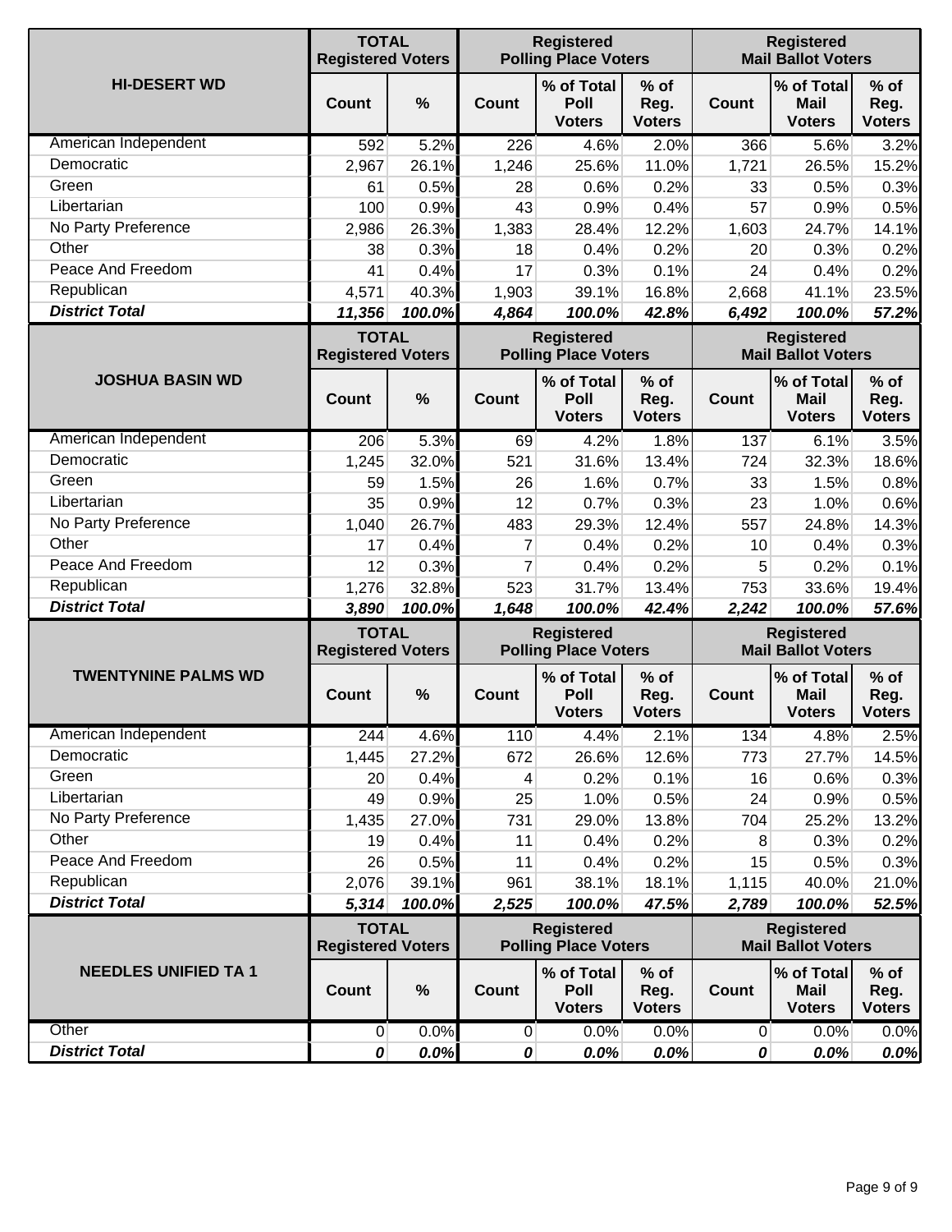| HI-DESERT WD | TOTAL Registered Voters | | Registered Polling Place Voters | | | Registered Mail Ballot Voters | | |
|---|---|---|---|---|---|---|---|---|
| | Count | % | Count | % of Total Poll Voters | % of Reg. Voters | Count | % of Total Mail Voters | % of Reg. Voters |
| American Independent | 592 | 5.2% | 226 | 4.6% | 2.0% | 366 | 5.6% | 3.2% |
| Democratic | 2,967 | 26.1% | 1,246 | 25.6% | 11.0% | 1,721 | 26.5% | 15.2% |
| Green | 61 | 0.5% | 28 | 0.6% | 0.2% | 33 | 0.5% | 0.3% |
| Libertarian | 100 | 0.9% | 43 | 0.9% | 0.4% | 57 | 0.9% | 0.5% |
| No Party Preference | 2,986 | 26.3% | 1,383 | 28.4% | 12.2% | 1,603 | 24.7% | 14.1% |
| Other | 38 | 0.3% | 18 | 0.4% | 0.2% | 20 | 0.3% | 0.2% |
| Peace And Freedom | 41 | 0.4% | 17 | 0.3% | 0.1% | 24 | 0.4% | 0.2% |
| Republican | 4,571 | 40.3% | 1,903 | 39.1% | 16.8% | 2,668 | 41.1% | 23.5% |
| ***District Total*** | ***11,356*** | ***100.0%*** | ***4,864*** | ***100.0%*** | ***42.8%*** | ***6,492*** | ***100.0%*** | ***57.2%*** |

| JOSHUA BASIN WD | TOTAL Registered Voters | | Registered Polling Place Voters | | | Registered Mail Ballot Voters | | |
|---|---|---|---|---|---|---|---|---|
| | Count | % | Count | % of Total Poll Voters | % of Reg. Voters | Count | % of Total Mail Voters | % of Reg. Voters |
| American Independent | 206 | 5.3% | 69 | 4.2% | 1.8% | 137 | 6.1% | 3.5% |
| Democratic | 1,245 | 32.0% | 521 | 31.6% | 13.4% | 724 | 32.3% | 18.6% |
| Green | 59 | 1.5% | 26 | 1.6% | 0.7% | 33 | 1.5% | 0.8% |
| Libertarian | 35 | 0.9% | 12 | 0.7% | 0.3% | 23 | 1.0% | 0.6% |
| No Party Preference | 1,040 | 26.7% | 483 | 29.3% | 12.4% | 557 | 24.8% | 14.3% |
| Other | 17 | 0.4% | 7 | 0.4% | 0.2% | 10 | 0.4% | 0.3% |
| Peace And Freedom | 12 | 0.3% | 7 | 0.4% | 0.2% | 5 | 0.2% | 0.1% |
| Republican | 1,276 | 32.8% | 523 | 31.7% | 13.4% | 753 | 33.6% | 19.4% |
| ***District Total*** | ***3,890*** | ***100.0%*** | ***1,648*** | ***100.0%*** | ***42.4%*** | ***2,242*** | ***100.0%*** | ***57.6%*** |

| TWENTYNINE PALMS WD | TOTAL Registered Voters | | Registered Polling Place Voters | | | Registered Mail Ballot Voters | | |
|---|---|---|---|---|---|---|---|---|
| | Count | % | Count | % of Total Poll Voters | % of Reg. Voters | Count | % of Total Mail Voters | % of Reg. Voters |
| American Independent | 244 | 4.6% | 110 | 4.4% | 2.1% | 134 | 4.8% | 2.5% |
| Democratic | 1,445 | 27.2% | 672 | 26.6% | 12.6% | 773 | 27.7% | 14.5% |
| Green | 20 | 0.4% | 4 | 0.2% | 0.1% | 16 | 0.6% | 0.3% |
| Libertarian | 49 | 0.9% | 25 | 1.0% | 0.5% | 24 | 0.9% | 0.5% |
| No Party Preference | 1,435 | 27.0% | 731 | 29.0% | 13.8% | 704 | 25.2% | 13.2% |
| Other | 19 | 0.4% | 11 | 0.4% | 0.2% | 8 | 0.3% | 0.2% |
| Peace And Freedom | 26 | 0.5% | 11 | 0.4% | 0.2% | 15 | 0.5% | 0.3% |
| Republican | 2,076 | 39.1% | 961 | 38.1% | 18.1% | 1,115 | 40.0% | 21.0% |
| ***District Total*** | ***5,314*** | ***100.0%*** | ***2,525*** | ***100.0%*** | ***47.5%*** | ***2,789*** | ***100.0%*** | ***52.5%*** |

| NEEDLES UNIFIED TA 1 | TOTAL Registered Voters | | Registered Polling Place Voters | | | Registered Mail Ballot Voters | | |
|---|---|---|---|---|---|---|---|---|
| | Count | % | Count | % of Total Poll Voters | % of Reg. Voters | Count | % of Total Mail Voters | % of Reg. Voters |
| Other | 0 | 0.0% | 0 | 0.0% | 0.0% | 0 | 0.0% | 0.0% |
| ***District Total*** | ***0*** | ***0.0%*** | ***0*** | ***0.0%*** | ***0.0%*** | ***0*** | ***0.0%*** | ***0.0%*** |